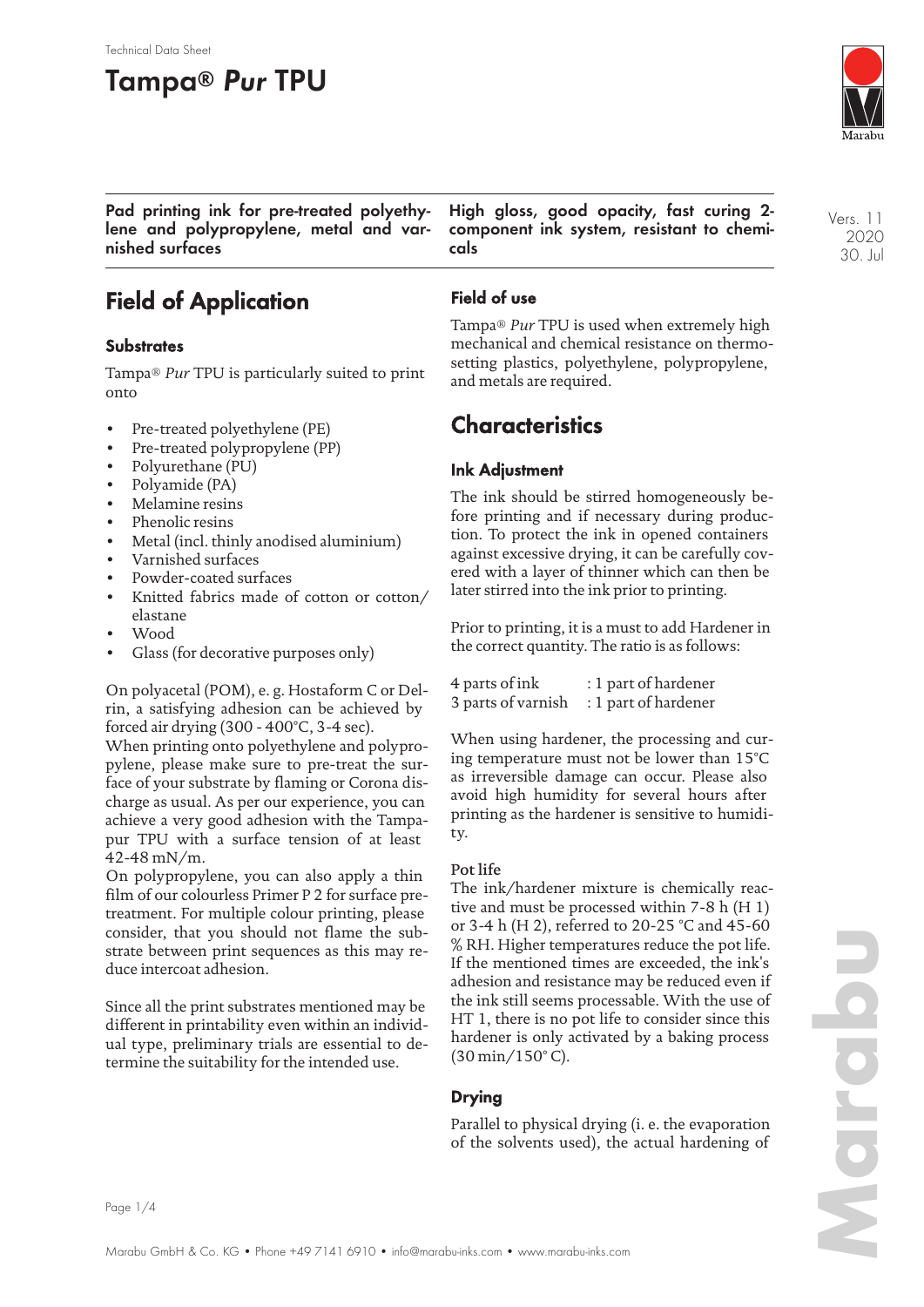Technical Data Sheet

# Tampa® *Pur* TPU

**Pad printing ink for pre-treated polyethylene and polypropylene, metal and varnished surfaces**

**High gloss, good opacity, fast curing 2-component ink system, resistant to chemicals**

Vers. 11
2020
30. Jul

## Field of Application

### Substrates

Tampa® *Pur* TPU is particularly suited to print onto

- Pre-treated polyethylene (PE)
- Pre-treated polypropylene (PP)
- Polyurethane (PU)
- Polyamide (PA)
- Melamine resins
- Phenolic resins
- Metal (incl. thinly anodised aluminium)
- Varnished surfaces
- Powder-coated surfaces
- Knitted fabrics made of cotton or cotton/elastane
- Wood
- Glass (for decorative purposes only)

On polyacetal (POM), e. g. Hostaform C or Delrin, a satisfying adhesion can be achieved by forced air drying (300 - 400°C, 3-4 sec).
When printing onto polyethylene and polypropylene, please make sure to pre-treat the surface of your substrate by flaming or Corona discharge as usual. As per our experience, you can achieve a very good adhesion with the Tampapur TPU with a surface tension of at least 42-48 mN/m.
On polypropylene, you can also apply a thin film of our colourless Primer P 2 for surface pretreatment. For multiple colour printing, please consider, that you should not flame the substrate between print sequences as this may reduce intercoat adhesion.

Since all the print substrates mentioned may be different in printability even within an individual type, preliminary trials are essential to determine the suitability for the intended use.

### Field of use

Tampa® *Pur* TPU is used when extremely high mechanical and chemical resistance on thermosetting plastics, polyethylene, polypropylene, and metals are required.

## Characteristics

### Ink Adjustment

The ink should be stirred homogeneously before printing and if necessary during production. To protect the ink in opened containers against excessive drying, it can be carefully covered with a layer of thinner which can then be later stirred into the ink prior to printing.

Prior to printing, it is a must to add Hardener in the correct quantity. The ratio is as follows:

| | |
|---|---|
| 4 parts of ink | : 1 part of hardener |
| 3 parts of varnish | : 1 part of hardener |

When using hardener, the processing and curing temperature must not be lower than 15°C as irreversible damage can occur. Please also avoid high humidity for several hours after printing as the hardener is sensitive to humidity.

#### Pot life

The ink/hardener mixture is chemically reactive and must be processed within 7-8 h (H 1) or 3-4 h (H 2), referred to 20-25 °C and 45-60 % RH. Higher temperatures reduce the pot life. If the mentioned times are exceeded, the ink's adhesion and resistance may be reduced even if the ink still seems processable. With the use of HT 1, there is no pot life to consider since this hardener is only activated by a baking process (30 min/150° C).

### Drying

Parallel to physical drying (i. e. the evaporation of the solvents used), the actual hardening of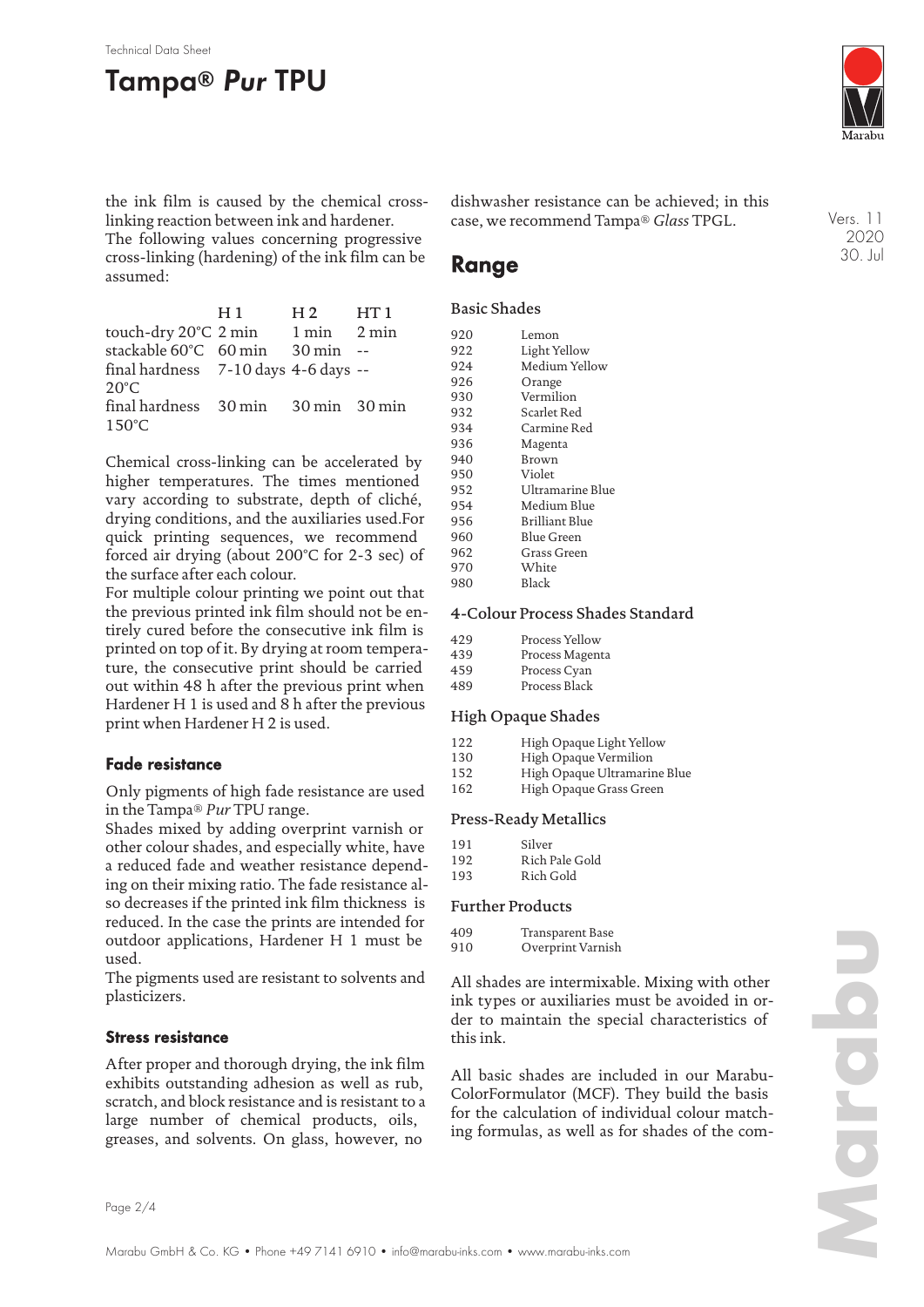the ink film is caused by the chemical cross-linking reaction between ink and hardener. The following values concerning progressive cross-linking (hardening) of the ink film can be assumed:

| | H 1 | H 2 | HT 1 |
|---|---|---|---|
| touch-dry 20°C | 2 min | 1 min | 2 min |
| stackable 60°C | 60 min | 30 min | -- |
| final hardness 20°C | 7-10 days | 4-6 days | -- |
| final hardness 150°C | 30 min | 30 min | 30 min |

Chemical cross-linking can be accelerated by higher temperatures. The times mentioned vary according to substrate, depth of cliché, drying conditions, and the auxiliaries used. For quick printing sequences, we recommend forced air drying (about 200°C for 2-3 sec) of the surface after each colour.

For multiple colour printing we point out that the previous printed ink film should not be entirely cured before the consecutive ink film is printed on top of it. By drying at room temperature, the consecutive print should be carried out within 48 h after the previous print when Hardener H 1 is used and 8 h after the previous print when Hardener H 2 is used.

### Fade resistance

Only pigments of high fade resistance are used in the Tampa® *Pur* TPU range.

Shades mixed by adding overprint varnish or other colour shades, and especially white, have a reduced fade and weather resistance depending on their mixing ratio. The fade resistance also decreases if the printed ink film thickness is reduced. In the case the prints are intended for outdoor applications, Hardener H 1 must be used.

The pigments used are resistant to solvents and plasticizers.

### Stress resistance

After proper and thorough drying, the ink film exhibits outstanding adhesion as well as rub, scratch, and block resistance and is resistant to a large number of chemical products, oils, greases, and solvents. On glass, however, no dishwasher resistance can be achieved; in this case, we recommend Tampa® *Glass* TPGL.

## Range

### Basic Shades

| | |
|---|---|
| 920 | Lemon |
| 922 | Light Yellow |
| 924 | Medium Yellow |
| 926 | Orange |
| 930 | Vermilion |
| 932 | Scarlet Red |
| 934 | Carmine Red |
| 936 | Magenta |
| 940 | Brown |
| 950 | Violet |
| 952 | Ultramarine Blue |
| 954 | Medium Blue |
| 956 | Brilliant Blue |
| 960 | Blue Green |
| 962 | Grass Green |
| 970 | White |
| 980 | Black |

### 4-Colour Process Shades Standard

| | |
|---|---|
| 429 | Process Yellow |
| 439 | Process Magenta |
| 459 | Process Cyan |
| 489 | Process Black |

### High Opaque Shades

| | |
|---|---|
| 122 | High Opaque Light Yellow |
| 130 | High Opaque Vermilion |
| 152 | High Opaque Ultramarine Blue |
| 162 | High Opaque Grass Green |

### Press-Ready Metallics

| | |
|---|---|
| 191 | Silver |
| 192 | Rich Pale Gold |
| 193 | Rich Gold |

### Further Products

| | |
|---|---|
| 409 | Transparent Base |
| 910 | Overprint Varnish |

All shades are intermixable. Mixing with other ink types or auxiliaries must be avoided in order to maintain the special characteristics of this ink.

All basic shades are included in our Marabu-ColorFormulator (MCF). They build the basis for the calculation of individual colour matching formulas, as well as for shades of the com-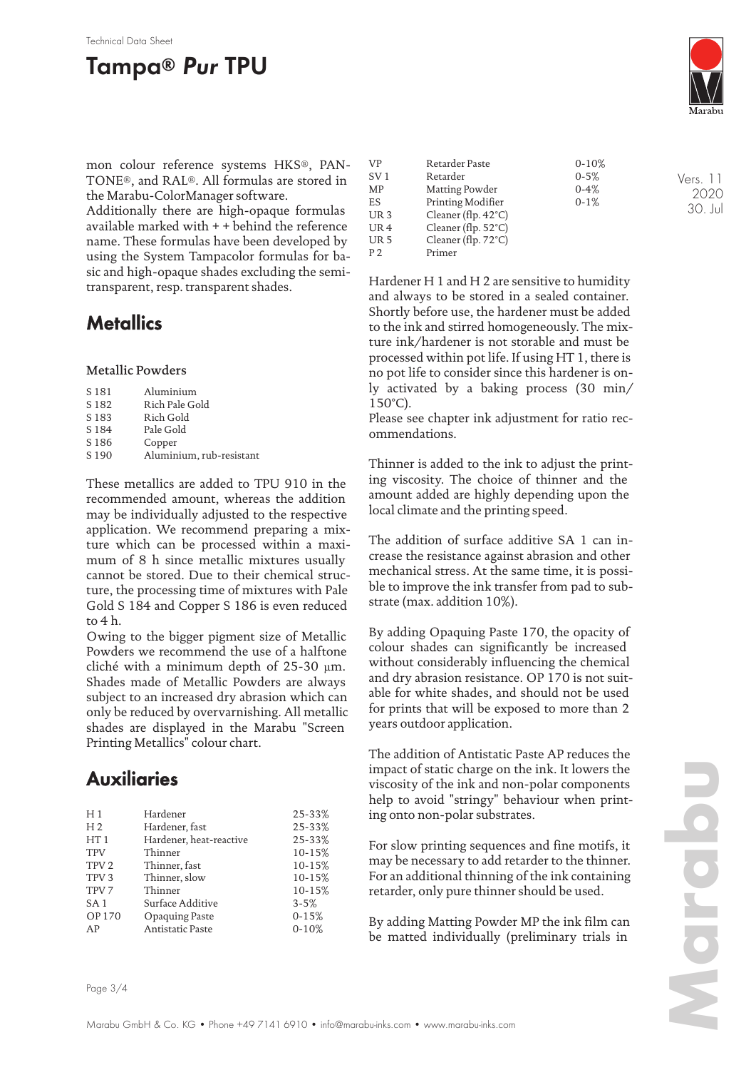mon colour reference systems HKS®, PANTONE®, and RAL®. All formulas are stored in the Marabu-ColorManager software.
Additionally there are high-opaque formulas available marked with + + behind the reference name. These formulas have been developed by using the System Tampacolor formulas for basic and high-opaque shades excluding the semi-transparent, resp. transparent shades.

## Metallics

### Metallic Powders

| | |
|---|---|
| S 181 | Aluminium |
| S 182 | Rich Pale Gold |
| S 183 | Rich Gold |
| S 184 | Pale Gold |
| S 186 | Copper |
| S 190 | Aluminium, rub-resistant |

These metallics are added to TPU 910 in the recommended amount, whereas the addition may be individually adjusted to the respective application. We recommend preparing a mixture which can be processed within a maximum of 8 h since metallic mixtures usually cannot be stored. Due to their chemical structure, the processing time of mixtures with Pale Gold S 184 and Copper S 186 is even reduced to 4 h.
Owing to the bigger pigment size of Metallic Powders we recommend the use of a halftone cliché with a minimum depth of 25-30 µm. Shades made of Metallic Powders are always subject to an increased dry abrasion which can only be reduced by overvarnishing. All metallic shades are displayed in the Marabu "Screen Printing Metallics" colour chart.

## Auxiliaries

| | | |
|---|---|---|
| H 1 | Hardener | 25-33% |
| H 2 | Hardener, fast | 25-33% |
| HT 1 | Hardener, heat-reactive | 25-33% |
| TPV | Thinner | 10-15% |
| TPV 2 | Thinner, fast | 10-15% |
| TPV 3 | Thinner, slow | 10-15% |
| TPV 7 | Thinner | 10-15% |
| SA 1 | Surface Additive | 3-5% |
| OP 170 | Opaquing Paste | 0-15% |
| AP | Antistatic Paste | 0-10% |
| VP | Retarder Paste | 0-10% |
| SV 1 | Retarder | 0-5% |
| MP | Matting Powder | 0-4% |
| ES | Printing Modifier | 0-1% |
| UR 3 | Cleaner (flp. 42°C) | |
| UR 4 | Cleaner (flp. 52°C) | |
| UR 5 | Cleaner (flp. 72°C) | |
| P 2 | Primer | |

Hardener H 1 and H 2 are sensitive to humidity and always to be stored in a sealed container. Shortly before use, the hardener must be added to the ink and stirred homogeneously. The mixture ink/hardener is not storable and must be processed within pot life. If using HT 1, there is no pot life to consider since this hardener is only activated by a baking process (30 min/ 150°C).
Please see chapter ink adjustment for ratio recommendations.

Thinner is added to the ink to adjust the printing viscosity. The choice of thinner and the amount added are highly depending upon the local climate and the printing speed.

The addition of surface additive SA 1 can increase the resistance against abrasion and other mechanical stress. At the same time, it is possible to improve the ink transfer from pad to substrate (max. addition 10%).

By adding Opaquing Paste 170, the opacity of colour shades can significantly be increased without considerably influencing the chemical and dry abrasion resistance. OP 170 is not suitable for white shades, and should not be used for prints that will be exposed to more than 2 years outdoor application.

The addition of Antistatic Paste AP reduces the impact of static charge on the ink. It lowers the viscosity of the ink and non-polar components help to avoid "stringy" behaviour when printing onto non-polar substrates.

For slow printing sequences and fine motifs, it may be necessary to add retarder to the thinner. For an additional thinning of the ink containing retarder, only pure thinner should be used.

By adding Matting Powder MP the ink film can be matted individually (preliminary trials in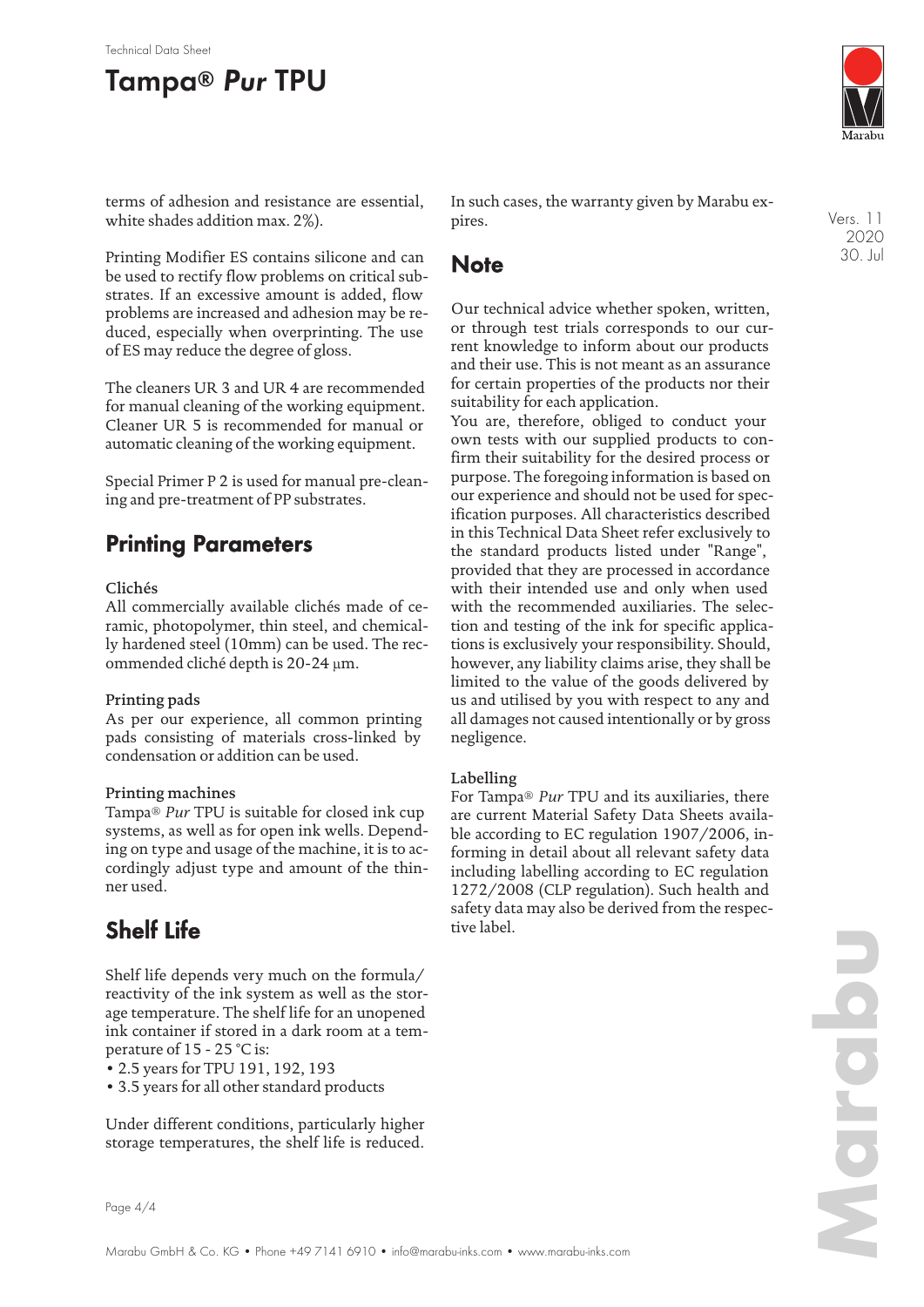terms of adhesion and resistance are essential, white shades addition max. 2%).

Printing Modifier ES contains silicone and can be used to rectify flow problems on critical substrates. If an excessive amount is added, flow problems are increased and adhesion may be reduced, especially when overprinting. The use of ES may reduce the degree of gloss.

The cleaners UR 3 and UR 4 are recommended for manual cleaning of the working equipment. Cleaner UR 5 is recommended for manual or automatic cleaning of the working equipment.

Special Primer P 2 is used for manual pre-cleaning and pre-treatment of PP substrates.

## Printing Parameters

**Clichés**
All commercially available clichés made of ceramic, photopolymer, thin steel, and chemically hardened steel (10mm) can be used. The recommended cliché depth is 20-24 µm.

**Printing pads**
As per our experience, all common printing pads consisting of materials cross-linked by condensation or addition can be used.

**Printing machines**
Tampa® *Pur* TPU is suitable for closed ink cup systems, as well as for open ink wells. Depending on type and usage of the machine, it is to accordingly adjust type and amount of the thinner used.

## Shelf Life

Shelf life depends very much on the formula/reactivity of the ink system as well as the storage temperature. The shelf life for an unopened ink container if stored in a dark room at a temperature of 15 - 25 °C is:

- 2.5 years for TPU 191, 192, 193
- 3.5 years for all other standard products

Under different conditions, particularly higher storage temperatures, the shelf life is reduced. In such cases, the warranty given by Marabu expires.

## Note

Our technical advice whether spoken, written, or through test trials corresponds to our current knowledge to inform about our products and their use. This is not meant as an assurance for certain properties of the products nor their suitability for each application.
You are, therefore, obliged to conduct your own tests with our supplied products to confirm their suitability for the desired process or purpose. The foregoing information is based on our experience and should not be used for specification purposes. All characteristics described in this Technical Data Sheet refer exclusively to the standard products listed under "Range", provided that they are processed in accordance with their intended use and only when used with the recommended auxiliaries. The selection and testing of the ink for specific applications is exclusively your responsibility. Should, however, any liability claims arise, they shall be limited to the value of the goods delivered by us and utilised by you with respect to any and all damages not caused intentionally or by gross negligence.

**Labelling**
For Tampa® *Pur* TPU and its auxiliaries, there are current Material Safety Data Sheets available according to EC regulation 1907/2006, informing in detail about all relevant safety data including labelling according to EC regulation 1272/2008 (CLP regulation). Such health and safety data may also be derived from the respective label.